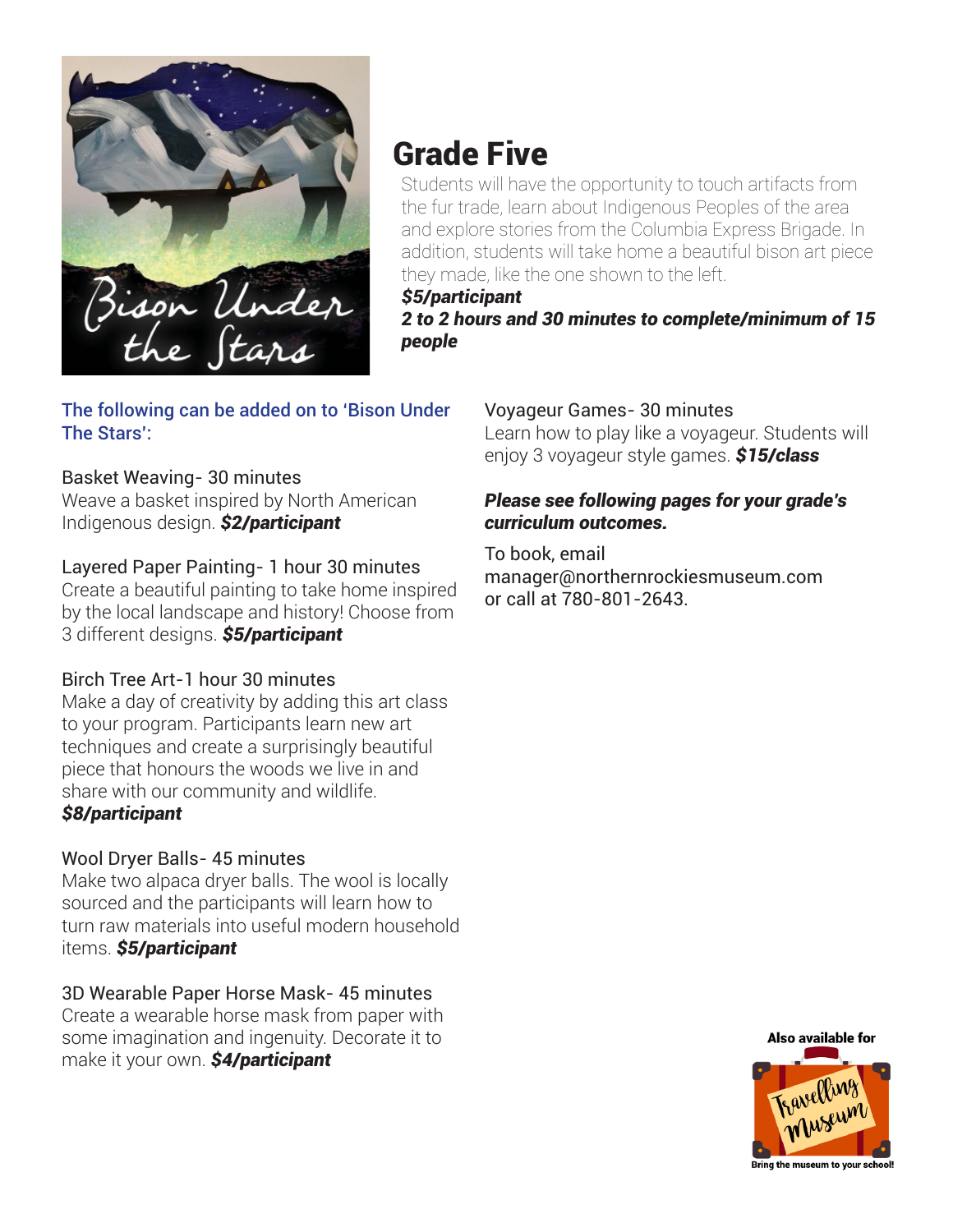# Grade Five

Students will have the opportunity to touch artifacts from the fur trade, learn about Indigenous Peoples of the area and explore stories from the Columbia Express Brigade. In addition, students will take home a beautiful bison art piece they made, like the one shown to the left.

***$5/participant***

***2 to 2 hours and 30 minutes to complete/minimum of 15 people***

The following can be added on to 'Bison Under The Stars':

Basket Weaving- 30 minutes
Weave a basket inspired by North American Indigenous design. ***$2/participant***

Layered Paper Painting- 1 hour 30 minutes
Create a beautiful painting to take home inspired by the local landscape and history! Choose from 3 different designs. ***$5/participant***

Birch Tree Art-1 hour 30 minutes
Make a day of creativity by adding this art class to your program. Participants learn new art techniques and create a surprisingly beautiful piece that honours the woods we live in and share with our community and wildlife.
***$8/participant***

Wool Dryer Balls- 45 minutes
Make two alpaca dryer balls. The wool is locally sourced and the participants will learn how to turn raw materials into useful modern household items. ***$5/participant***

3D Wearable Paper Horse Mask- 45 minutes
Create a wearable horse mask from paper with some imagination and ingenuity. Decorate it to make it your own. ***$4/participant***

Voyageur Games- 30 minutes
Learn how to play like a voyageur. Students will enjoy 3 voyageur style games. ***$15/class***

***Please see following pages for your grade's curriculum outcomes.***

To book, email manager@northernrockiesmuseum.com or call at 780-801-2643.

Also available for Travelling Museum

Bring the museum to your school!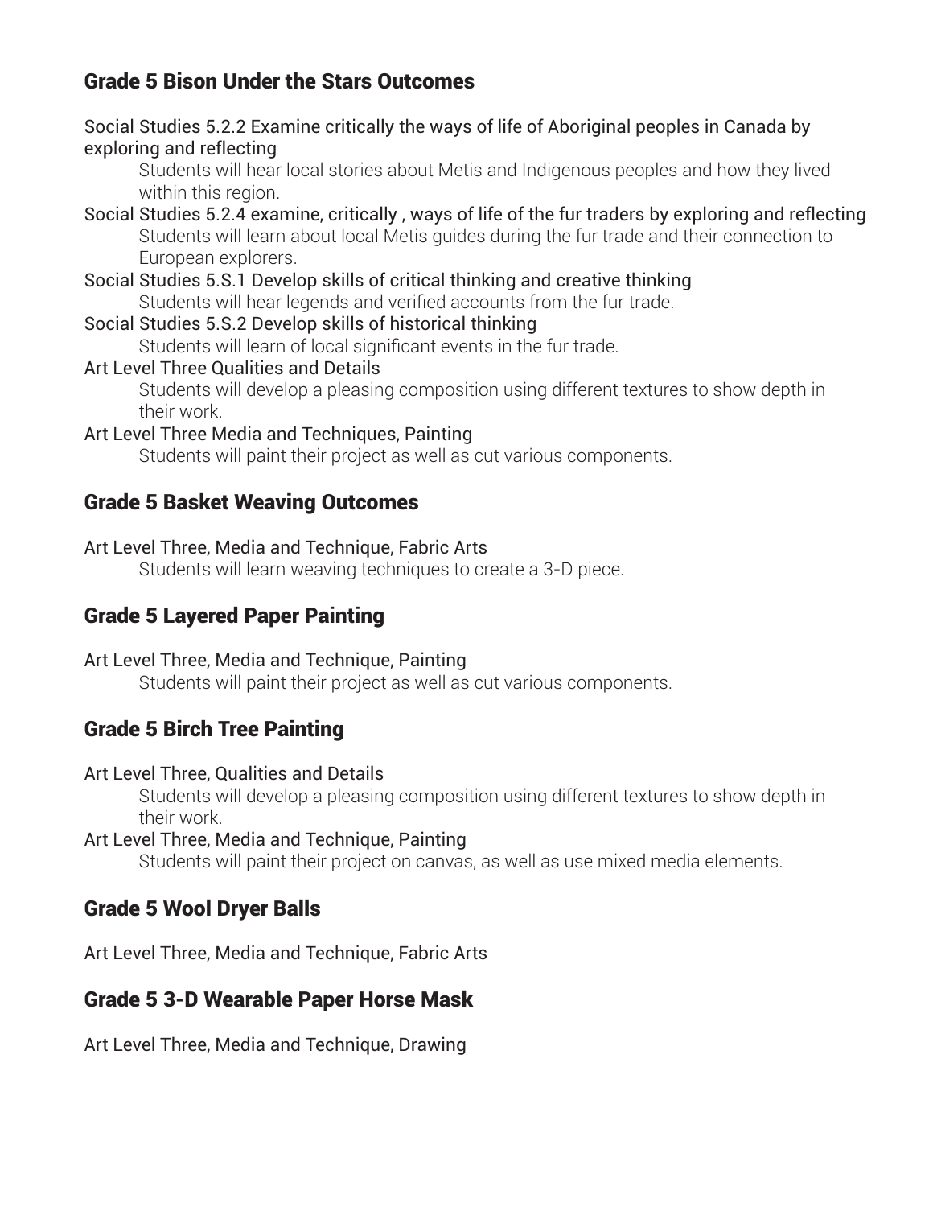## Grade 5 Bison Under the Stars Outcomes

Social Studies 5.2.2 Examine critically the ways of life of Aboriginal peoples in Canada by exploring and reflecting

> Students will hear local stories about Metis and Indigenous peoples and how they lived within this region.

Social Studies 5.2.4 examine, critically , ways of life of the fur traders by exploring and reflecting

> Students will learn about local Metis guides during the fur trade and their connection to European explorers.

Social Studies 5.S.1 Develop skills of critical thinking and creative thinking

> Students will hear legends and verified accounts from the fur trade.

Social Studies 5.S.2 Develop skills of historical thinking

> Students will learn of local significant events in the fur trade.

Art Level Three Qualities and Details

> Students will develop a pleasing composition using different textures to show depth in their work.

Art Level Three Media and Techniques, Painting

> Students will paint their project as well as cut various components.

## Grade 5 Basket Weaving Outcomes

Art Level Three, Media and Technique, Fabric Arts

> Students will learn weaving techniques to create a 3-D piece.

## Grade 5 Layered Paper Painting

Art Level Three, Media and Technique, Painting

> Students will paint their project as well as cut various components.

## Grade 5 Birch Tree Painting

Art Level Three, Qualities and Details

> Students will develop a pleasing composition using different textures to show depth in their work.

Art Level Three, Media and Technique, Painting

> Students will paint their project on canvas, as well as use mixed media elements.

## Grade 5 Wool Dryer Balls

Art Level Three, Media and Technique, Fabric Arts

## Grade 5 3-D Wearable Paper Horse Mask

Art Level Three, Media and Technique, Drawing